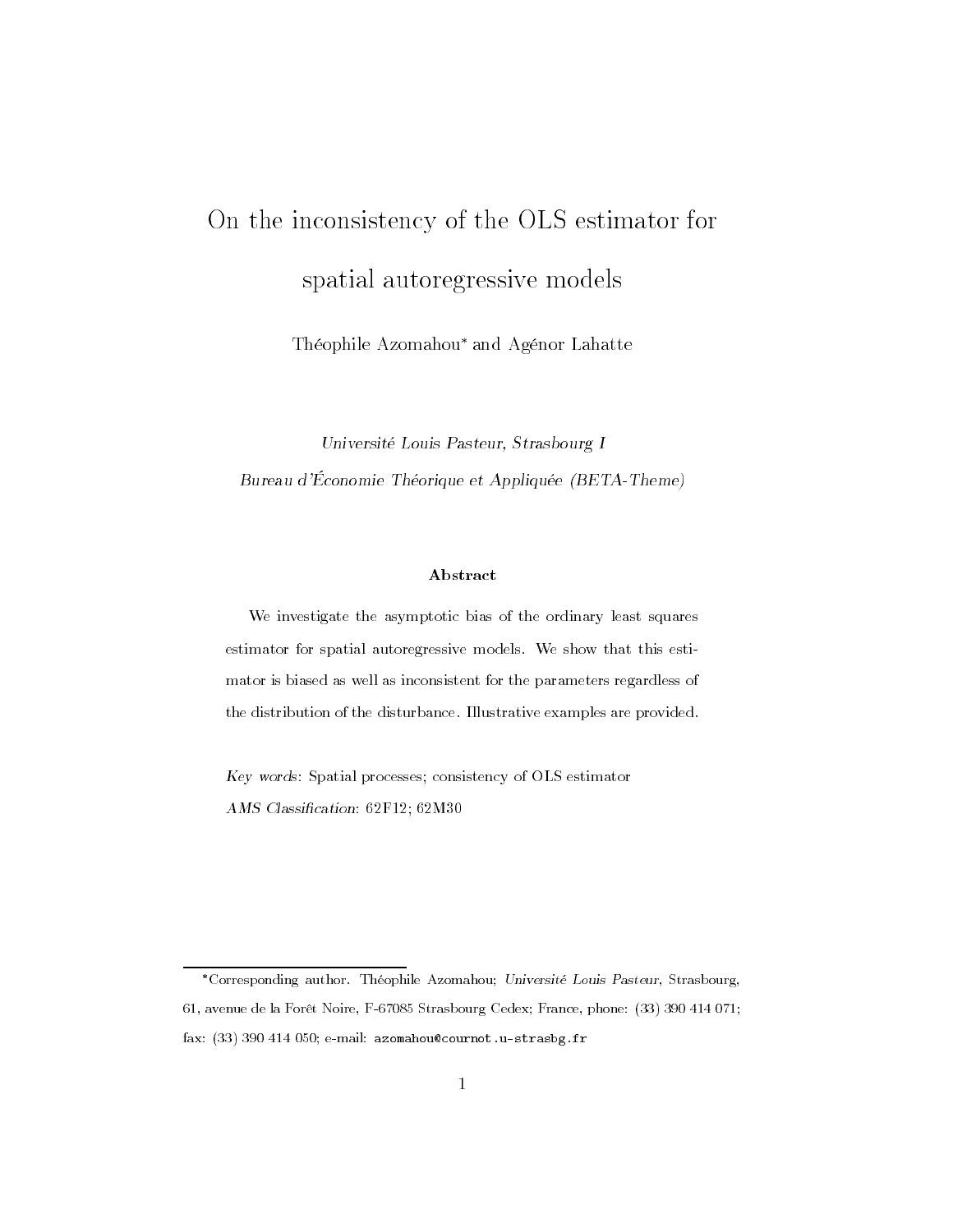# On the inconsistency of the OLS estimator for spatial autoregressive models

Théophile Azomahou* and Agénor Lahatte

*Université Louis Pasteur, Strasbourg I*

*Bureau d'Économie Théorique et Appliquée (BETA-Theme)*

### Abstract

We investigate the asymptotic bias of the ordinary least squares estimator for spatial autoregressive models. We show that this estimator is biased as well as inconsistent for the parameters regardless of the distribution of the disturbance. Illustrative examples are provided.

*Key words*: Spatial processes; consistency of OLS estimator

*AMS Classification*: 62F12; 62M30

---

*Corresponding author. Théophile Azomahou; *Université Louis Pasteur*, Strasbourg, 61, avenue de la Forêt Noire, F-67085 Strasbourg Cedex; France, phone: (33) 390 414 071; fax: (33) 390 414 050; e-mail: azomahou@cournot.u-strasbg.fr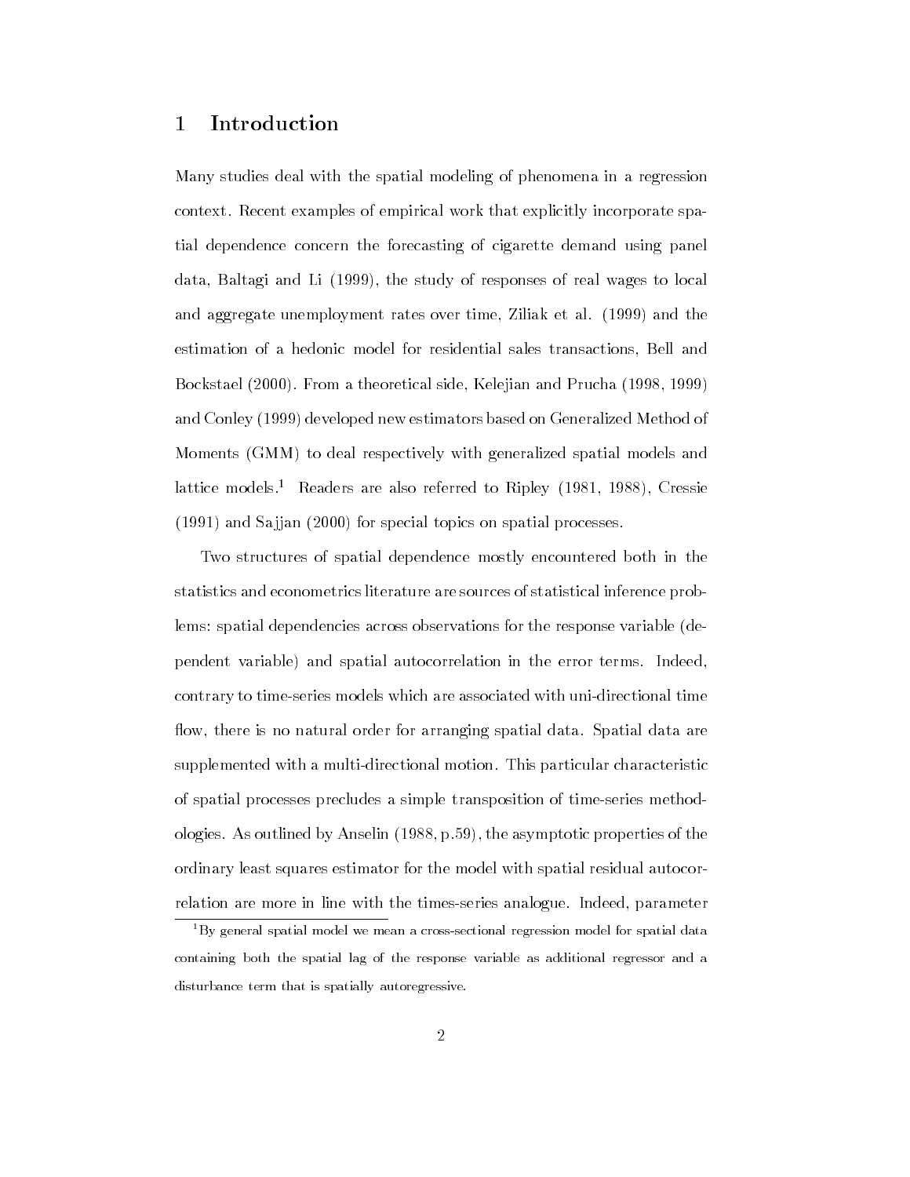# 1 Introduction

Many studies deal with the spatial modeling of phenomena in a regression context. Recent examples of empirical work that explicitly incorporate spatial dependence concern the forecasting of cigarette demand using panel data, Baltagi and Li (1999), the study of responses of real wages to local and aggregate unemployment rates over time, Ziliak et al. (1999) and the estimation of a hedonic model for residential sales transactions, Bell and Bockstael (2000). From a theoretical side, Kelejian and Prucha (1998, 1999) and Conley (1999) developed new estimators based on Generalized Method of Moments (GMM) to deal respectively with generalized spatial models and lattice models.[1] Readers are also referred to Ripley (1981, 1988), Cressie (1991) and Sajjan (2000) for special topics on spatial processes.

Two structures of spatial dependence mostly encountered both in the statistics and econometrics literature are sources of statistical inference problems: spatial dependencies across observations for the response variable (dependent variable) and spatial autocorrelation in the error terms. Indeed, contrary to time-series models which are associated with uni-directional time flow, there is no natural order for arranging spatial data. Spatial data are supplemented with a multi-directional motion. This particular characteristic of spatial processes precludes a simple transposition of time-series methodologies. As outlined by Anselin (1988, p.59), the asymptotic properties of the ordinary least squares estimator for the model with spatial residual autocorrelation are more in line with the times-series analogue. Indeed, parameter

[1] By general spatial model we mean a cross-sectional regression model for spatial data containing both the spatial lag of the response variable as additional regressor and a disturbance term that is spatially autoregressive.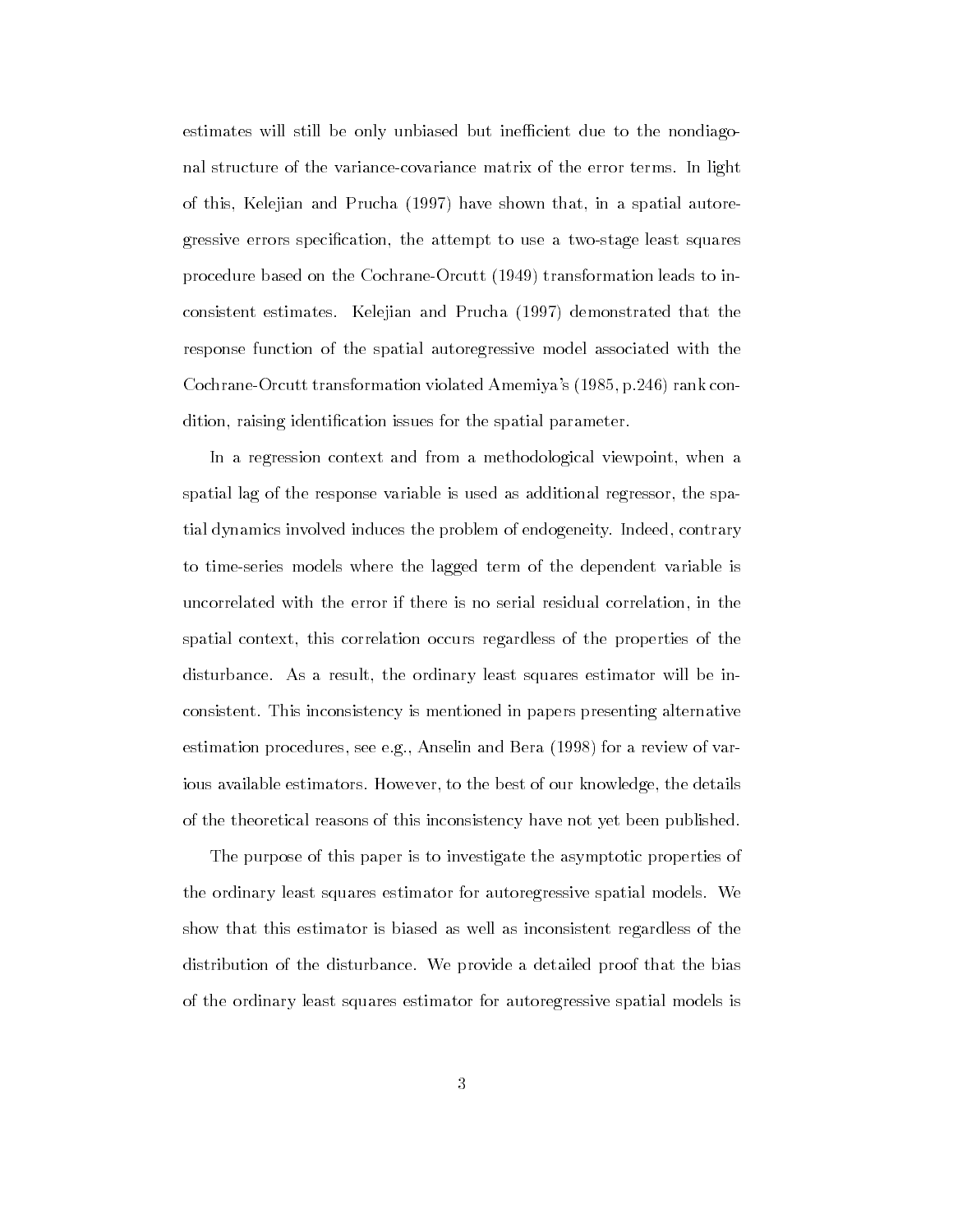estimates will still be only unbiased but inefficient due to the nondiagonal structure of the variance-covariance matrix of the error terms. In light of this, Kelejian and Prucha (1997) have shown that, in a spatial autoregressive errors specification, the attempt to use a two-stage least squares procedure based on the Cochrane-Orcutt (1949) transformation leads to inconsistent estimates. Kelejian and Prucha (1997) demonstrated that the response function of the spatial autoregressive model associated with the Cochrane-Orcutt transformation violated Amemiya's (1985, p.246) rank condition, raising identification issues for the spatial parameter.

In a regression context and from a methodological viewpoint, when a spatial lag of the response variable is used as additional regressor, the spatial dynamics involved induces the problem of endogeneity. Indeed, contrary to time-series models where the lagged term of the dependent variable is uncorrelated with the error if there is no serial residual correlation, in the spatial context, this correlation occurs regardless of the properties of the disturbance. As a result, the ordinary least squares estimator will be inconsistent. This inconsistency is mentioned in papers presenting alternative estimation procedures, see e.g., Anselin and Bera (1998) for a review of various available estimators. However, to the best of our knowledge, the details of the theoretical reasons of this inconsistency have not yet been published.

The purpose of this paper is to investigate the asymptotic properties of the ordinary least squares estimator for autoregressive spatial models. We show that this estimator is biased as well as inconsistent regardless of the distribution of the disturbance. We provide a detailed proof that the bias of the ordinary least squares estimator for autoregressive spatial models is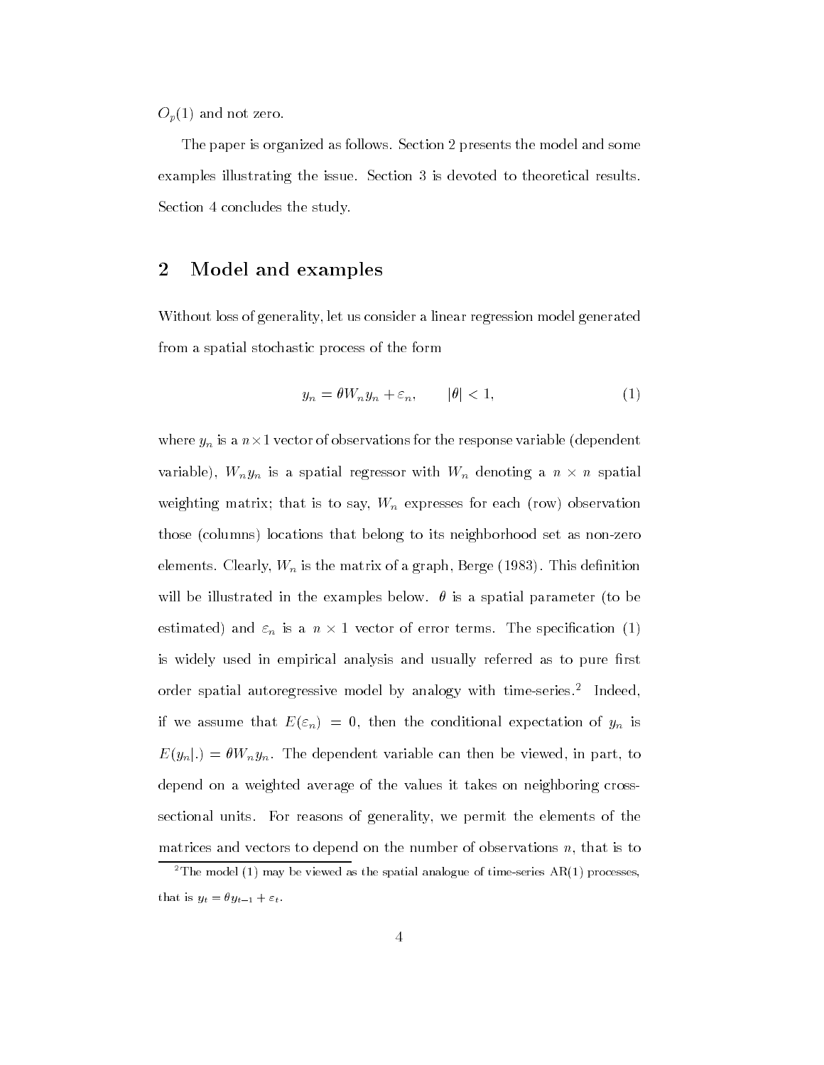$O_p(1)$ and not zero.

The paper is organized as follows. Section 2 presents the model and some examples illustrating the issue. Section 3 is devoted to theoretical results. Section 4 concludes the study.

## 2 Model and examples

Without loss of generality, let us consider a linear regression model generated from a spatial stochastic process of the form

$$y_n = \theta W_n y_n + \varepsilon_n, \qquad |\theta| < 1, \tag{1}$$

where $y_n$ is a $n \times 1$ vector of observations for the response variable (dependent variable), $W_n y_n$ is a spatial regressor with $W_n$ denoting a $n \times n$ spatial weighting matrix; that is to say, $W_n$ expresses for each (row) observation those (columns) locations that belong to its neighborhood set as non-zero elements. Clearly, $W_n$ is the matrix of a graph, Berge (1983). This definition will be illustrated in the examples below. $\theta$ is a spatial parameter (to be estimated) and $\varepsilon_n$ is a $n \times 1$ vector of error terms. The specification (1) is widely used in empirical analysis and usually referred as to pure first order spatial autoregressive model by analogy with time-series.[2] Indeed, if we assume that $E(\varepsilon_n) = 0$, then the conditional expectation of $y_n$ is $E(y_n|.) = \theta W_n y_n$. The dependent variable can then be viewed, in part, to depend on a weighted average of the values it takes on neighboring cross-sectional units. For reasons of generality, we permit the elements of the matrices and vectors to depend on the number of observations $n$, that is to

[2] The model (1) may be viewed as the spatial analogue of time-series AR(1) processes, that is $y_t = \theta y_{t-1} + \varepsilon_t$.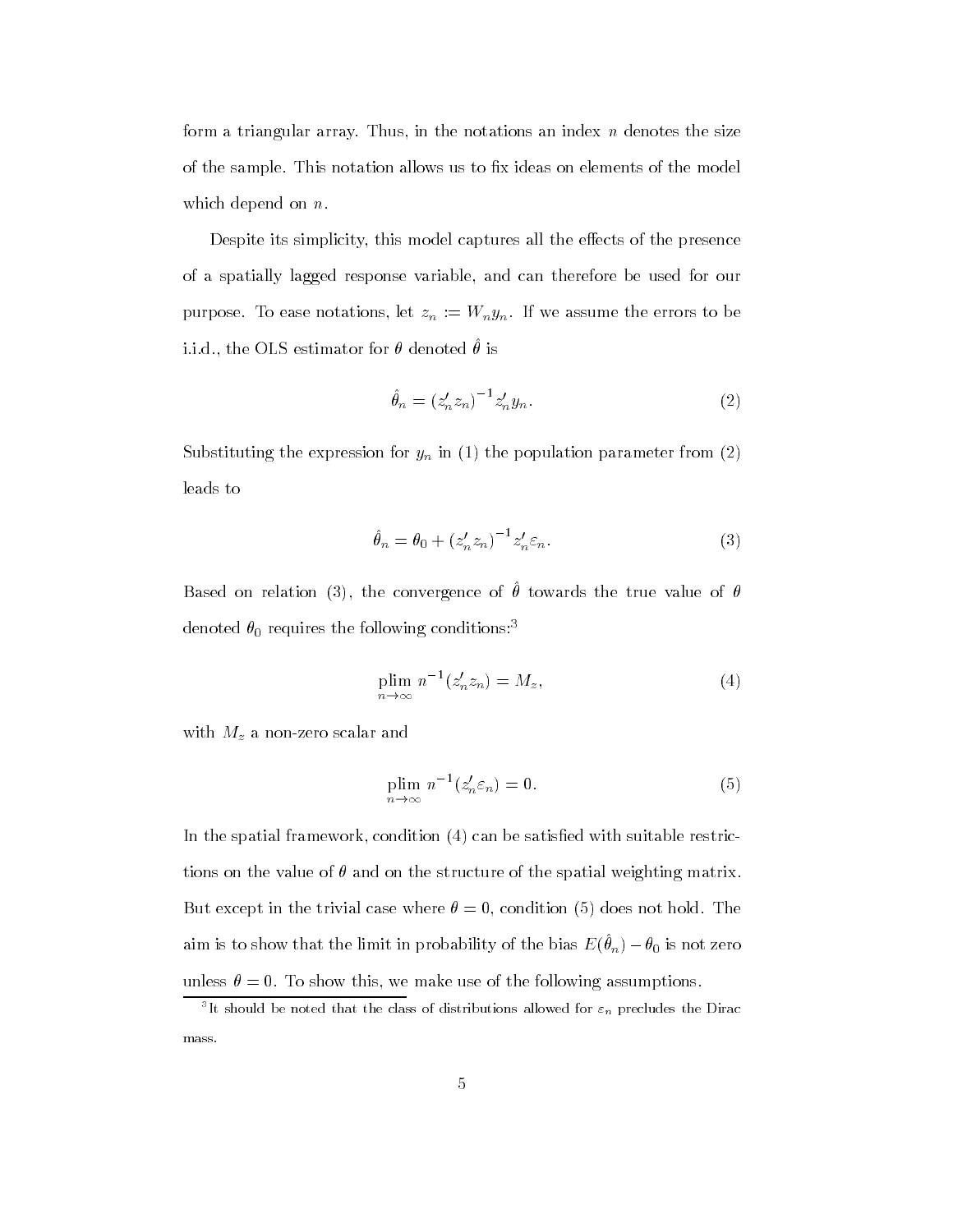form a triangular array. Thus, in the notations an index $n$ denotes the size of the sample. This notation allows us to fix ideas on elements of the model which depend on $n$.

Despite its simplicity, this model captures all the effects of the presence of a spatially lagged response variable, and can therefore be used for our purpose. To ease notations, let $z_n := W_n y_n$. If we assume the errors to be i.i.d., the OLS estimator for $\theta$ denoted $\hat{\theta}$ is

$$\hat{\theta}_n = (z_n' z_n)^{-1} z_n' y_n. \tag{2}$$

Substituting the expression for $y_n$ in (1) the population parameter from (2) leads to

$$\hat{\theta}_n = \theta_0 + (z_n' z_n)^{-1} z_n' \varepsilon_n. \tag{3}$$

Based on relation (3), the convergence of $\hat{\theta}$ towards the true value of $\theta$ denoted $\theta_0$ requires the following conditions:[3]

$$\operatorname*{plim}_{n \to \infty} n^{-1}(z_n' z_n) = M_z, \tag{4}$$

with $M_z$ a non-zero scalar and

$$\operatorname*{plim}_{n \to \infty} n^{-1}(z_n' \varepsilon_n) = 0. \tag{5}$$

In the spatial framework, condition (4) can be satisfied with suitable restrictions on the value of $\theta$ and on the structure of the spatial weighting matrix. But except in the trivial case where $\theta = 0$, condition (5) does not hold. The aim is to show that the limit in probability of the bias $E(\hat{\theta}_n) - \theta_0$ is not zero unless $\theta = 0$. To show this, we make use of the following assumptions.

[3] It should be noted that the class of distributions allowed for $\varepsilon_n$ precludes the Dirac mass.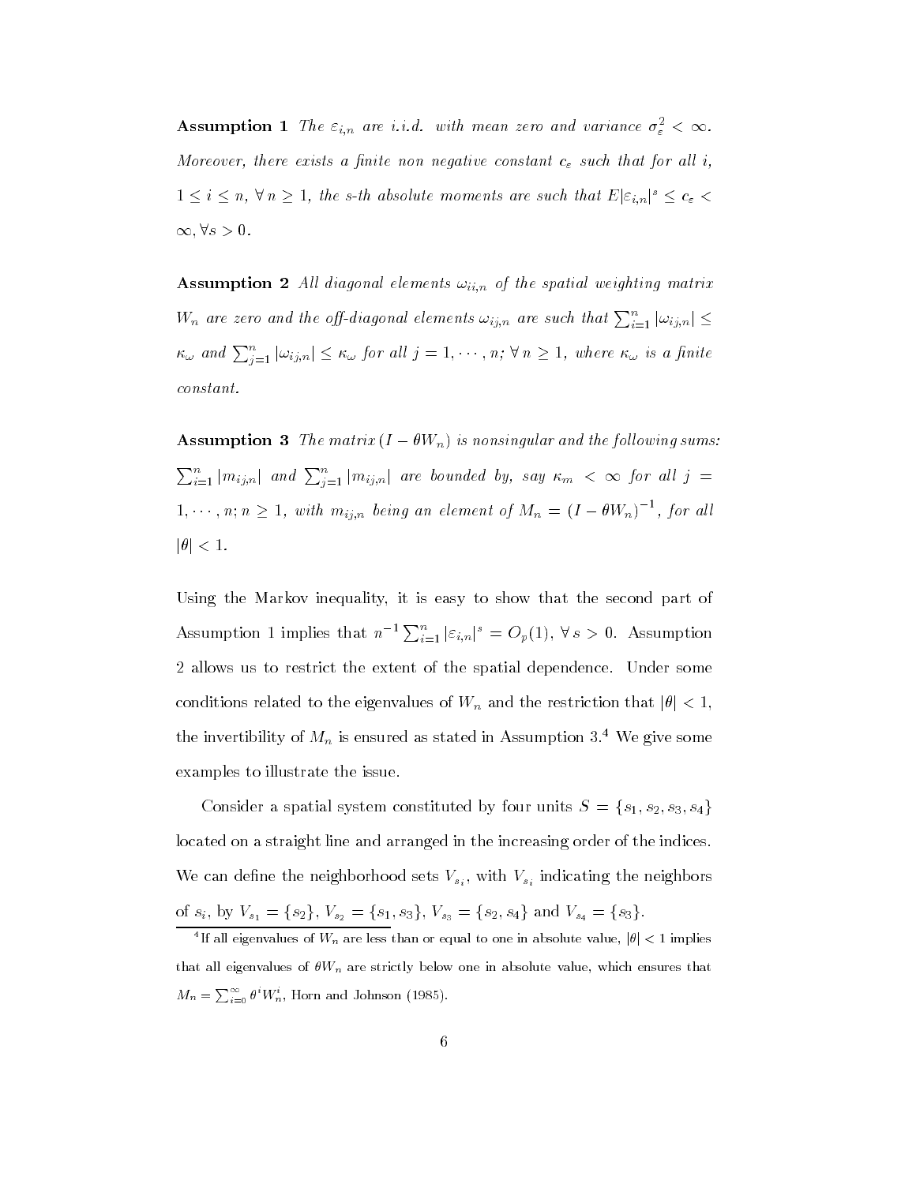**Assumption 1** *The $\varepsilon_{i,n}$ are i.i.d. with mean zero and variance $\sigma_\varepsilon^2 < \infty$. Moreover, there exists a finite non negative constant $c_\varepsilon$ such that for all $i$, $1 \leq i \leq n$, $\forall\, n \geq 1$, the s-th absolute moments are such that $E|\varepsilon_{i,n}|^s \leq c_\varepsilon < \infty, \forall s > 0$.*

**Assumption 2** *All diagonal elements $\omega_{ii,n}$ of the spatial weighting matrix $W_n$ are zero and the off-diagonal elements $\omega_{ij,n}$ are such that $\sum_{i=1}^n |\omega_{ij,n}| \leq \kappa_\omega$ and $\sum_{j=1}^n |\omega_{ij,n}| \leq \kappa_\omega$ for all $j = 1, \cdots, n$; $\forall\, n \geq 1$, where $\kappa_\omega$ is a finite constant.*

**Assumption 3** *The matrix $(I - \theta W_n)$ is nonsingular and the following sums: $\sum_{i=1}^n |m_{ij,n}|$ and $\sum_{j=1}^n |m_{ij,n}|$ are bounded by, say $\kappa_m < \infty$ for all $j = 1, \cdots, n; n \geq 1$, with $m_{ij,n}$ being an element of $M_n = (I - \theta W_n)^{-1}$, for all $|\theta| < 1$.*

Using the Markov inequality, it is easy to show that the second part of Assumption 1 implies that $n^{-1} \sum_{i=1}^n |\varepsilon_{i,n}|^s = O_p(1)$, $\forall\, s > 0$. Assumption 2 allows us to restrict the extent of the spatial dependence. Under some conditions related to the eigenvalues of $W_n$ and the restriction that $|\theta| < 1$, the invertibility of $M_n$ is ensured as stated in Assumption 3.[4] We give some examples to illustrate the issue.

Consider a spatial system constituted by four units $S = \{s_1, s_2, s_3, s_4\}$ located on a straight line and arranged in the increasing order of the indices. We can define the neighborhood sets $V_{s_i}$, with $V_{s_i}$ indicating the neighbors of $s_i$, by $V_{s_1} = \{s_2\}$, $V_{s_2} = \{s_1, s_3\}$, $V_{s_3} = \{s_2, s_4\}$ and $V_{s_4} = \{s_3\}$.

[4] If all eigenvalues of $W_n$ are less than or equal to one in absolute value, $|\theta| < 1$ implies that all eigenvalues of $\theta W_n$ are strictly below one in absolute value, which ensures that $M_n = \sum_{i=0}^\infty \theta^i W_n^i$, Horn and Johnson (1985).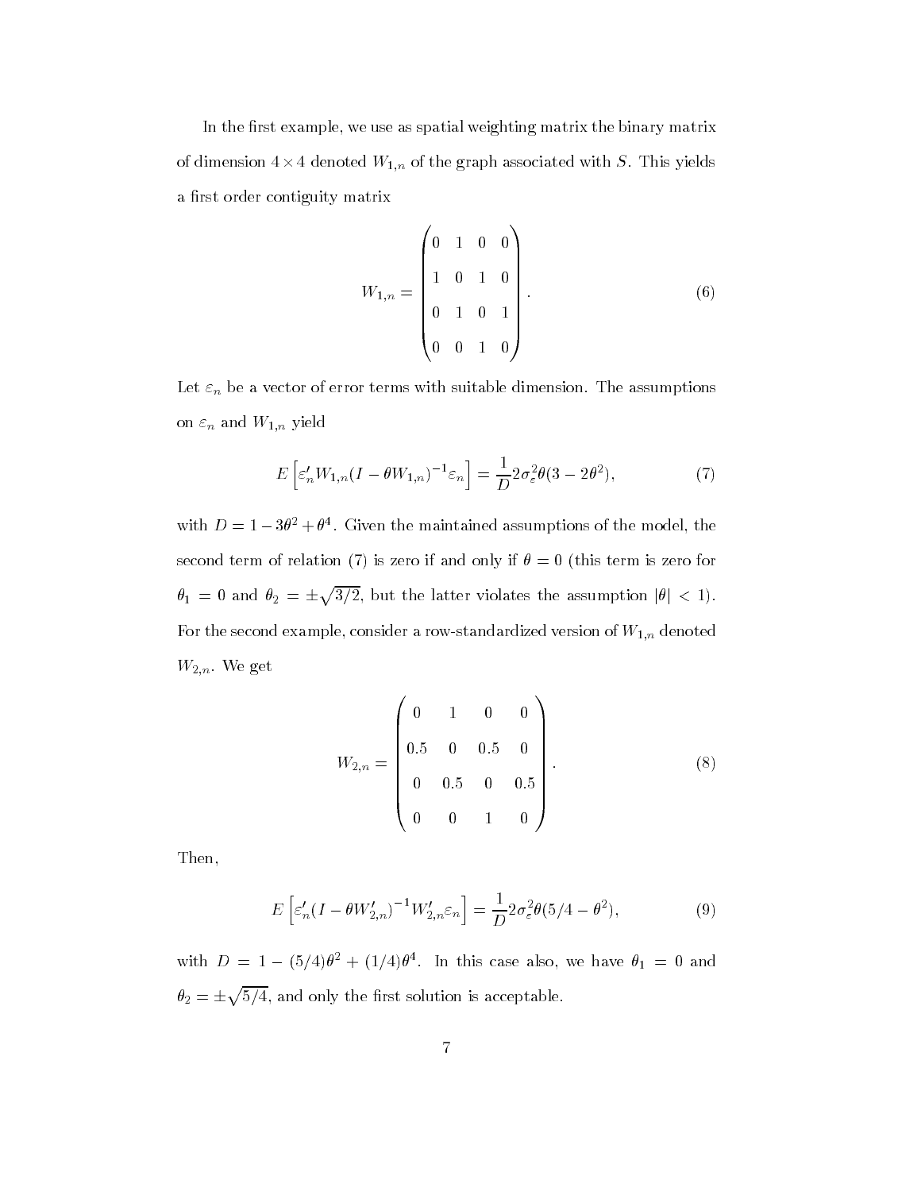In the first example, we use as spatial weighting matrix the binary matrix of dimension $4 \times 4$ denoted $W_{1,n}$ of the graph associated with $S$. This yields a first order contiguity matrix

$$W_{1,n} = \begin{pmatrix} 0 & 1 & 0 & 0 \\ 1 & 0 & 1 & 0 \\ 0 & 1 & 0 & 1 \\ 0 & 0 & 1 & 0 \end{pmatrix}. \tag{6}$$

Let $\varepsilon_n$ be a vector of error terms with suitable dimension. The assumptions on $\varepsilon_n$ and $W_{1,n}$ yield

$$E\left[\varepsilon_n' W_{1,n}(I - \theta W_{1,n})^{-1}\varepsilon_n\right] = \frac{1}{D} 2\sigma_\varepsilon^2 \theta(3 - 2\theta^2), \tag{7}$$

with $D = 1 - 3\theta^2 + \theta^4$. Given the maintained assumptions of the model, the second term of relation (7) is zero if and only if $\theta = 0$ (this term is zero for $\theta_1 = 0$ and $\theta_2 = \pm\sqrt{3/2}$, but the latter violates the assumption $|\theta| < 1$). For the second example, consider a row-standardized version of $W_{1,n}$ denoted $W_{2,n}$. We get

$$W_{2,n} = \begin{pmatrix} 0 & 1 & 0 & 0 \\ 0.5 & 0 & 0.5 & 0 \\ 0 & 0.5 & 0 & 0.5 \\ 0 & 0 & 1 & 0 \end{pmatrix}. \tag{8}$$

Then,

$$E\left[\varepsilon_n'(I - \theta W_{2,n}')^{-1} W_{2,n}'\varepsilon_n\right] = \frac{1}{D} 2\sigma_\varepsilon^2 \theta(5/4 - \theta^2), \tag{9}$$

with $D = 1 - (5/4)\theta^2 + (1/4)\theta^4$. In this case also, we have $\theta_1 = 0$ and $\theta_2 = \pm\sqrt{5/4}$, and only the first solution is acceptable.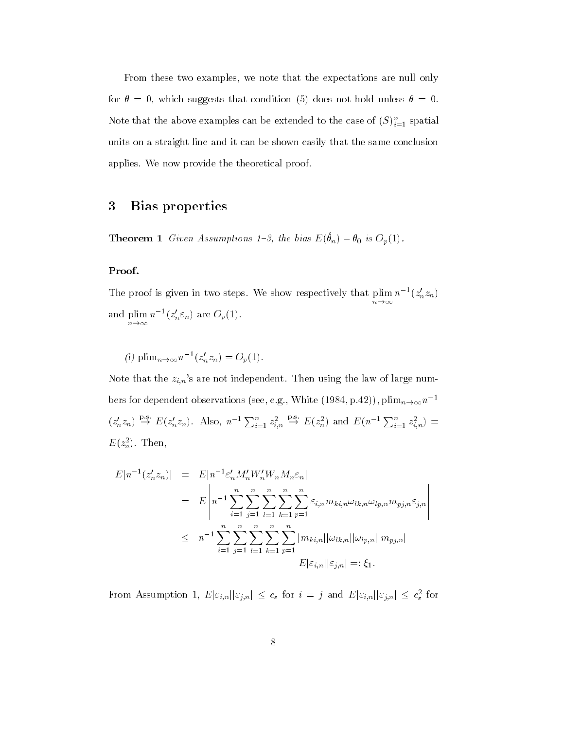From these two examples, we note that the expectations are null only for $\theta = 0$, which suggests that condition (5) does not hold unless $\theta = 0$. Note that the above examples can be extended to the case of $(S)_{i=1}^{n}$ spatial units on a straight line and it can be shown easily that the same conclusion applies. We now provide the theoretical proof.

## 3 Bias properties

**Theorem 1** *Given Assumptions 1–3, the bias $E(\hat{\theta}_n) - \theta_0$ is $O_p(1)$.*

**Proof.**

The proof is given in two steps. We show respectively that $\operatorname*{plim}_{n\to\infty} n^{-1}(z_n' z_n)$ and $\operatorname*{plim}_{n\to\infty} n^{-1}(z_n' \varepsilon_n)$ are $O_p(1)$.

*(i)* $\operatorname{plim}_{n\to\infty} n^{-1}(z_n' z_n) = O_p(1)$.

Note that the $z_{i,n}$'s are not independent. Then using the law of large numbers for dependent observations (see, e.g., White (1984, p.42)), $\operatorname{plim}_{n\to\infty} n^{-1}$ $(z_n' z_n) \overset{\text{p.s.}}{\to} E(z_n' z_n)$. Also, $n^{-1}\sum_{i=1}^{n} z_{i,n}^2 \overset{\text{p.s.}}{\to} E(z_n^2)$ and $E(n^{-1}\sum_{i=1}^{n} z_{i,n}^2) = E(z_n^2)$. Then,

$$
\begin{aligned}
E|n^{-1}(z_n' z_n)| &= E|n^{-1}\varepsilon_n' M_n' W_n' W_n M_n \varepsilon_n| \\
&= E\left| n^{-1}\sum_{i=1}^{n}\sum_{j=1}^{n}\sum_{l=1}^{n}\sum_{k=1}^{n}\sum_{p=1}^{n} \varepsilon_{i,n} m_{ki,n}\omega_{lk,n}\omega_{lp,n} m_{pj,n}\varepsilon_{j,n} \right| \\
&\leq n^{-1}\sum_{i=1}^{n}\sum_{j=1}^{n}\sum_{l=1}^{n}\sum_{k=1}^{n}\sum_{p=1}^{n} |m_{ki,n}||\omega_{lk,n}||\omega_{lp,n}||m_{pj,n}| \\
&\qquad\qquad E|\varepsilon_{i,n}||\varepsilon_{j,n}| =: \xi_1.
\end{aligned}
$$

From Assumption 1, $E|\varepsilon_{i,n}||\varepsilon_{j,n}| \leq c_\varepsilon$ for $i = j$ and $E|\varepsilon_{i,n}||\varepsilon_{j,n}| \leq c_\varepsilon^2$ for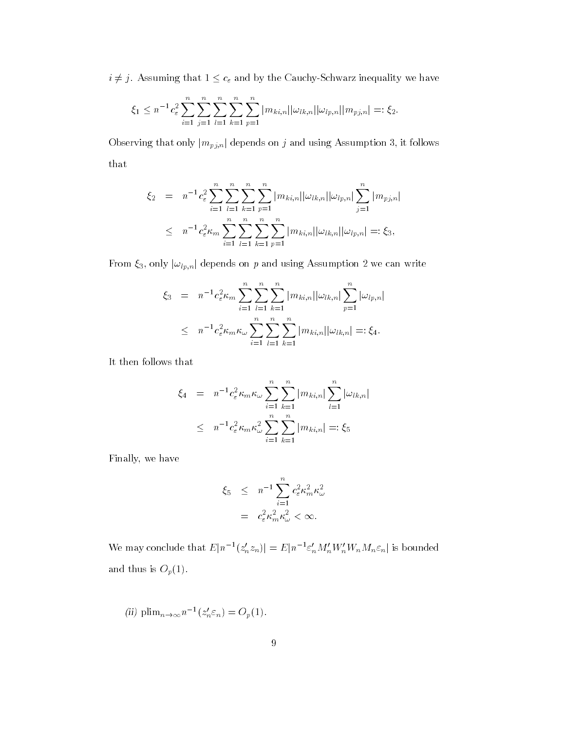$i \neq j$. Assuming that $1 \leq c_\varepsilon$ and by the Cauchy-Schwarz inequality we have

$$\xi_1 \leq n^{-1} c_\varepsilon^2 \sum_{i=1}^{n} \sum_{j=1}^{n} \sum_{l=1}^{n} \sum_{k=1}^{n} \sum_{p=1}^{n} |m_{ki,n}||\omega_{lk,n}||\omega_{lp,n}||m_{pj,n}| =: \xi_2.$$

Observing that only $|m_{pj,n}|$ depends on $j$ and using Assumption 3, it follows that

$$\begin{aligned}
\xi_2 &= n^{-1} c_\varepsilon^2 \sum_{i=1}^{n} \sum_{l=1}^{n} \sum_{k=1}^{n} \sum_{p=1}^{n} |m_{ki,n}||\omega_{lk,n}||\omega_{lp,n}| \sum_{j=1}^{n} |m_{pj,n}| \\
&\leq n^{-1} c_\varepsilon^2 \kappa_m \sum_{i=1}^{n} \sum_{l=1}^{n} \sum_{k=1}^{n} \sum_{p=1}^{n} |m_{ki,n}||\omega_{lk,n}||\omega_{lp,n}| =: \xi_3,
\end{aligned}$$

From $\xi_3$, only $|\omega_{lp,n}|$ depends on $p$ and using Assumption 2 we can write

$$\begin{aligned}
\xi_3 &= n^{-1} c_\varepsilon^2 \kappa_m \sum_{i=1}^{n} \sum_{l=1}^{n} \sum_{k=1}^{n} |m_{ki,n}||\omega_{lk,n}| \sum_{p=1}^{n} |\omega_{lp,n}| \\
&\leq n^{-1} c_\varepsilon^2 \kappa_m \kappa_\omega \sum_{i=1}^{n} \sum_{l=1}^{n} \sum_{k=1}^{n} |m_{ki,n}||\omega_{lk,n}| =: \xi_4.
\end{aligned}$$

It then follows that

$$\begin{aligned}
\xi_4 &= n^{-1} c_\varepsilon^2 \kappa_m \kappa_\omega \sum_{i=1}^{n} \sum_{k=1}^{n} |m_{ki,n}| \sum_{l=1}^{n} |\omega_{lk,n}| \\
&\leq n^{-1} c_\varepsilon^2 \kappa_m \kappa_\omega^2 \sum_{i=1}^{n} \sum_{k=1}^{n} |m_{ki,n}| =: \xi_5
\end{aligned}$$

Finally, we have

$$\begin{aligned}
\xi_5 &\leq n^{-1} \sum_{i=1}^{n} c_\varepsilon^2 \kappa_m^2 \kappa_\omega^2 \\
&= c_\varepsilon^2 \kappa_m^2 \kappa_\omega^2 < \infty.
\end{aligned}$$

We may conclude that $E|n^{-1}(z_n' z_n)| = E|n^{-1}\varepsilon_n' M_n' W_n' W_n M_n \varepsilon_n|$ is bounded and thus is $O_p(1)$.

*(ii)* $\text{plim}_{n\to\infty} n^{-1}(z_n' \varepsilon_n) = O_p(1)$.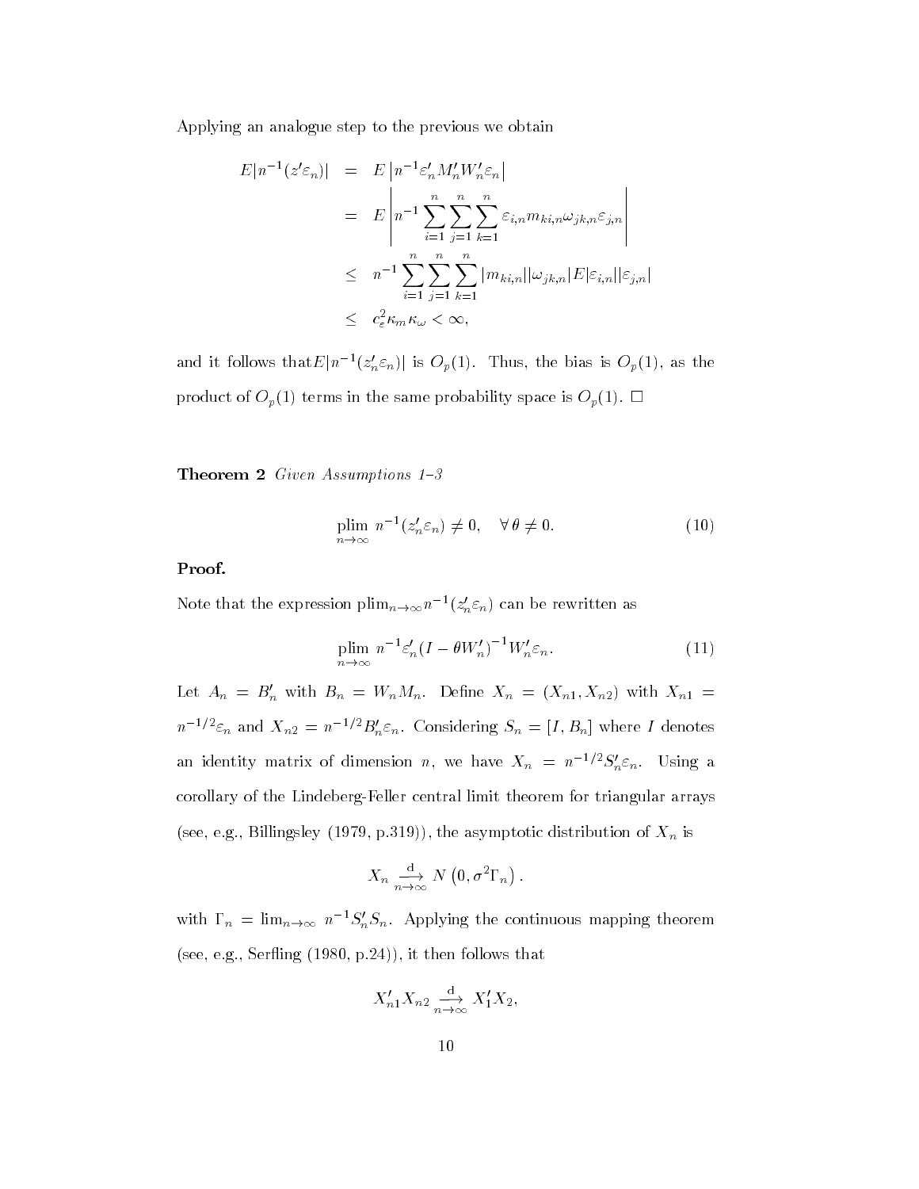Applying an analogue step to the previous we obtain

$$
\begin{aligned}
E|n^{-1}(z'\varepsilon_n)| &= E\left|n^{-1}\varepsilon_n' M_n' W_n'\varepsilon_n\right| \\
&= E\left|n^{-1}\sum_{i=1}^{n}\sum_{j=1}^{n}\sum_{k=1}^{n}\varepsilon_{i,n} m_{ki,n}\omega_{jk,n}\varepsilon_{j,n}\right| \\
&\leq n^{-1}\sum_{i=1}^{n}\sum_{j=1}^{n}\sum_{k=1}^{n}|m_{ki,n}||\omega_{jk,n}|E|\varepsilon_{i,n}||\varepsilon_{j,n}| \\
&\leq c_\varepsilon^2 \kappa_m \kappa_\omega < \infty,
\end{aligned}
$$

and it follows that$E|n^{-1}(z_n'\varepsilon_n)|$ is $O_p(1)$. Thus, the bias is $O_p(1)$, as the product of $O_p(1)$ terms in the same probability space is $O_p(1)$. □

**Theorem 2** *Given Assumptions 1–3*

$$
\operatorname*{plim}_{n\to\infty} n^{-1}(z_n'\varepsilon_n) \neq 0, \quad \forall\, \theta \neq 0. \tag{10}
$$

**Proof.**

Note that the expression $\operatorname{plim}_{n\to\infty} n^{-1}(z_n'\varepsilon_n)$ can be rewritten as

$$
\operatorname*{plim}_{n\to\infty} n^{-1}\varepsilon_n'(I-\theta W_n')^{-1}W_n'\varepsilon_n. \tag{11}
$$

Let $A_n = B_n'$ with $B_n = W_n M_n$. Define $X_n = (X_{n1}, X_{n2})$ with $X_{n1} = n^{-1/2}\varepsilon_n$ and $X_{n2} = n^{-1/2}B_n'\varepsilon_n$. Considering $S_n = [I, B_n]$ where $I$ denotes an identity matrix of dimension $n$, we have $X_n = n^{-1/2}S_n'\varepsilon_n$. Using a corollary of the Lindeberg-Feller central limit theorem for triangular arrays (see, e.g., Billingsley (1979, p.319)), the asymptotic distribution of $X_n$ is

$$
X_n \xrightarrow[n\to\infty]{\text{d}} N\left(0, \sigma^2\Gamma_n\right).
$$

with $\Gamma_n = \lim_{n\to\infty} n^{-1}S_n'S_n$. Applying the continuous mapping theorem (see, e.g., Serfling (1980, p.24)), it then follows that

$$
X_{n1}'X_{n2} \xrightarrow[n\to\infty]{\text{d}} X_1'X_2,
$$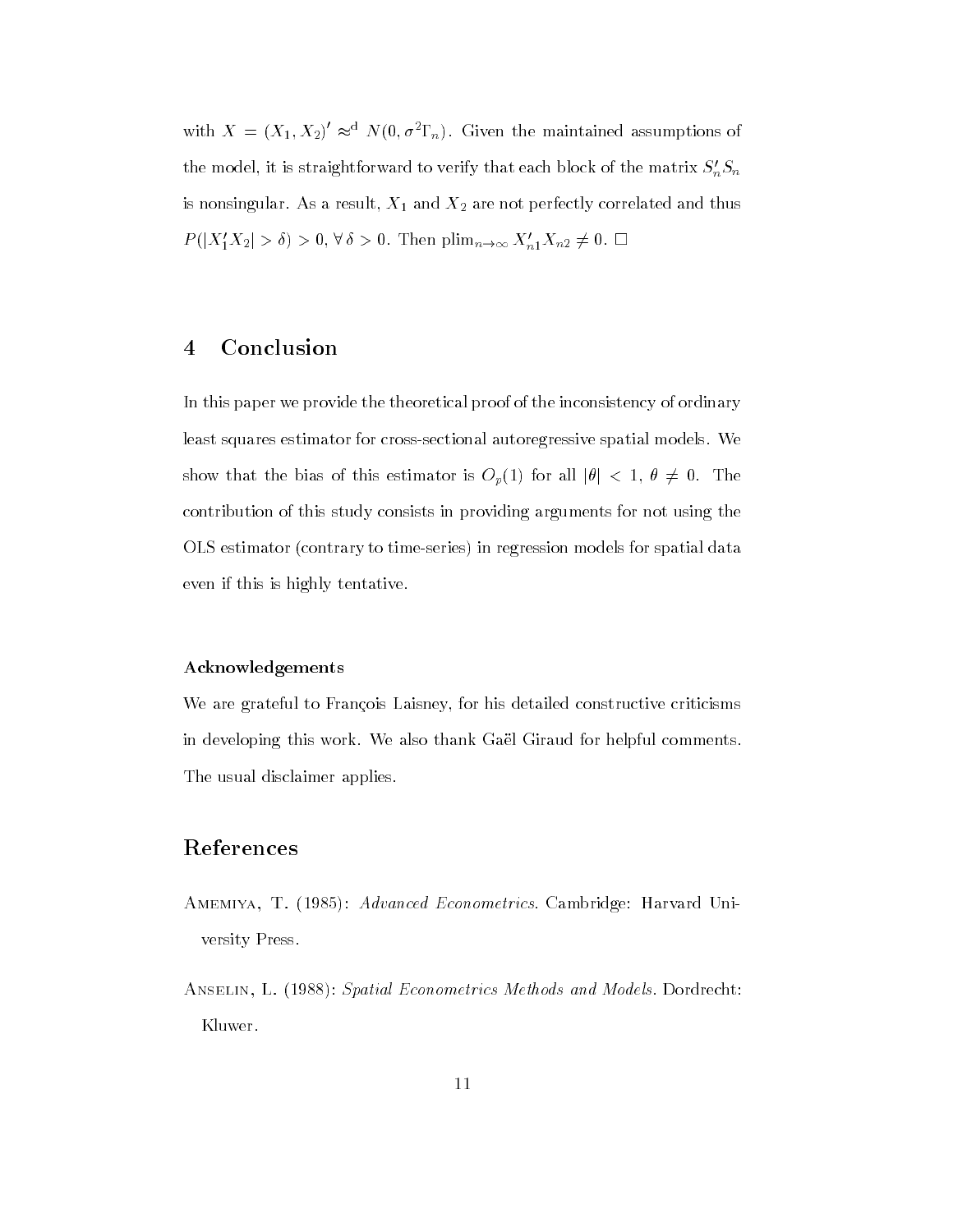with $X = (X_1, X_2)' \approx^{\text{d}} N(0, \sigma^2\Gamma_n)$. Given the maintained assumptions of the model, it is straightforward to verify that each block of the matrix $S_n'S_n$ is nonsingular. As a result, $X_1$ and $X_2$ are not perfectly correlated and thus $P(|X_1'X_2| > \delta) > 0, \forall\, \delta > 0$. Then $\text{plim}_{n\to\infty} X_{n1}'X_{n2} \neq 0$. $\square$

# 4 Conclusion

In this paper we provide the theoretical proof of the inconsistency of ordinary least squares estimator for cross-sectional autoregressive spatial models. We show that the bias of this estimator is $O_p(1)$ for all $|\theta| < 1$, $\theta \neq 0$. The contribution of this study consists in providing arguments for not using the OLS estimator (contrary to time-series) in regression models for spatial data even if this is highly tentative.

### Acknowledgements

We are grateful to François Laisney, for his detailed constructive criticisms in developing this work. We also thank Gaël Giraud for helpful comments. The usual disclaimer applies.

# References

Amemiya, T. (1985): *Advanced Econometrics*. Cambridge: Harvard University Press.

Anselin, L. (1988): *Spatial Econometrics Methods and Models*. Dordrecht: Kluwer.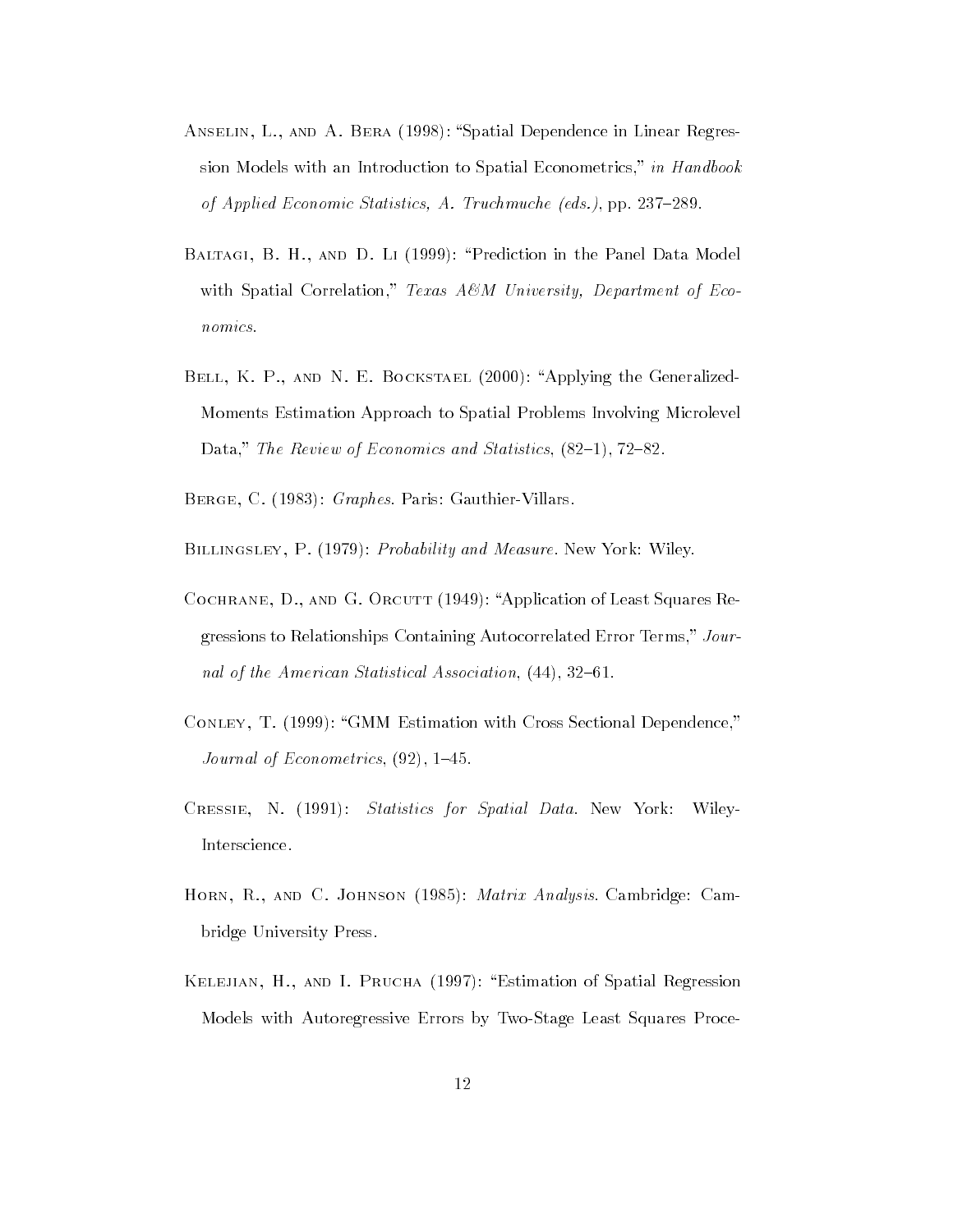Anselin, L., and A. Bera (1998): "Spatial Dependence in Linear Regression Models with an Introduction to Spatial Econometrics," *in Handbook of Applied Economic Statistics, A. Truchmuche (eds.)*, pp. 237–289.

Baltagi, B. H., and D. Li (1999): "Prediction in the Panel Data Model with Spatial Correlation," *Texas A&M University, Department of Economics.*

Bell, K. P., and N. E. Bockstael (2000): "Applying the Generalized-Moments Estimation Approach to Spatial Problems Involving Microlevel Data," *The Review of Economics and Statistics*, (82–1), 72–82.

Berge, C. (1983): *Graphes*. Paris: Gauthier-Villars.

Billingsley, P. (1979): *Probability and Measure*. New York: Wiley.

Cochrane, D., and G. Orcutt (1949): "Application of Least Squares Regressions to Relationships Containing Autocorrelated Error Terms," *Journal of the American Statistical Association*, (44), 32–61.

Conley, T. (1999): "GMM Estimation with Cross Sectional Dependence," *Journal of Econometrics*, (92), 1–45.

Cressie, N. (1991): *Statistics for Spatial Data*. New York: Wiley-Interscience.

Horn, R., and C. Johnson (1985): *Matrix Analysis*. Cambridge: Cambridge University Press.

Kelejian, H., and I. Prucha (1997): "Estimation of Spatial Regression Models with Autoregressive Errors by Two-Stage Least Squares Proce-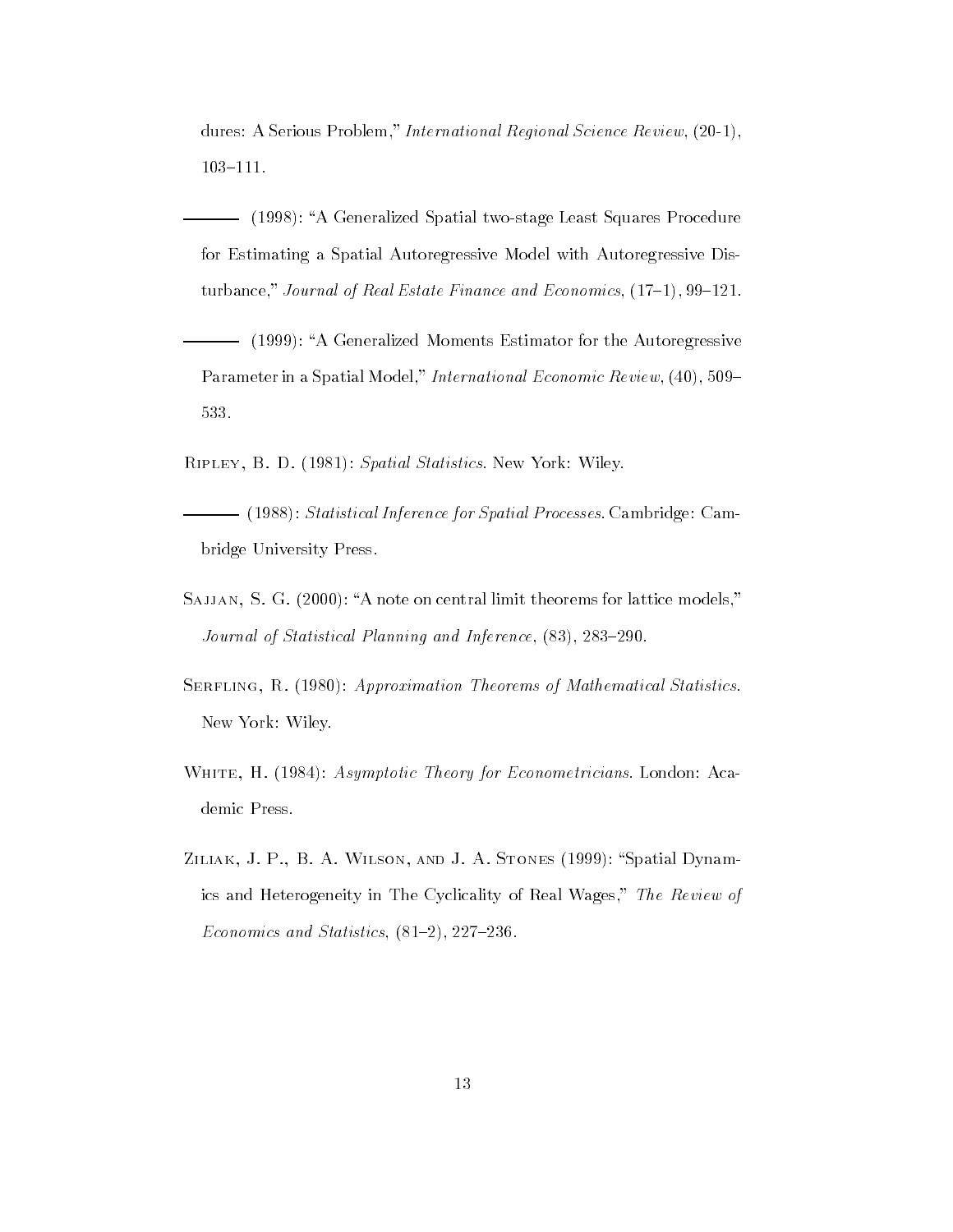dures: A Serious Problem," *International Regional Science Review*, (20-1), 103–111.

——— (1998): "A Generalized Spatial two-stage Least Squares Procedure for Estimating a Spatial Autoregressive Model with Autoregressive Disturbance," *Journal of Real Estate Finance and Economics*, (17–1), 99–121.

——— (1999): "A Generalized Moments Estimator for the Autoregressive Parameter in a Spatial Model," *International Economic Review*, (40), 509–533.

Ripley, B. D. (1981): *Spatial Statistics*. New York: Wiley.

——— (1988): *Statistical Inference for Spatial Processes*. Cambridge: Cambridge University Press.

Sajjan, S. G. (2000): "A note on central limit theorems for lattice models," *Journal of Statistical Planning and Inference*, (83), 283–290.

Serfling, R. (1980): *Approximation Theorems of Mathematical Statistics*. New York: Wiley.

White, H. (1984): *Asymptotic Theory for Econometricians*. London: Academic Press.

Ziliak, J. P., B. A. Wilson, and J. A. Stones (1999): "Spatial Dynamics and Heterogeneity in The Cyclicality of Real Wages," *The Review of Economics and Statistics*, (81–2), 227–236.